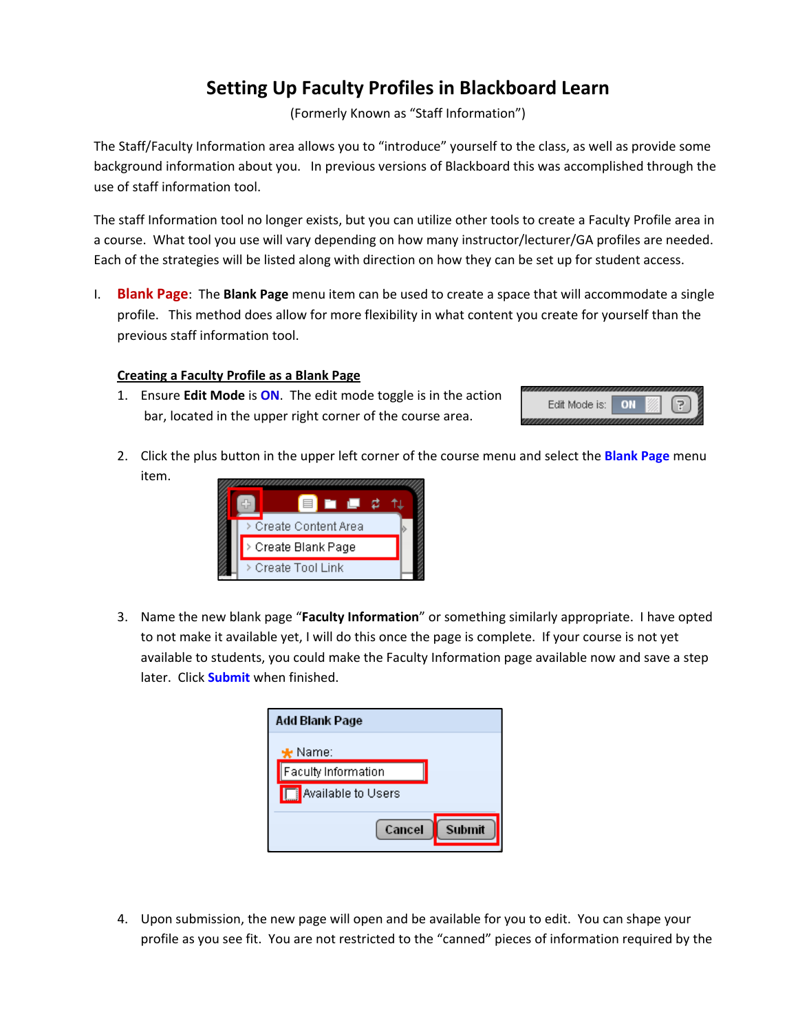# Setting Up Faculty Profiles in Blackboard Learn

(Formerly Known as "Staff Information")

The Staff/Faculty Information area allows you to "introduce" yourself to the class, as well as provide some background information about you. In previous versions of Blackboard this was accomplished through the use of staff information tool.

The staff Information tool no longer exists, but you can utilize other tools to create a Faculty Profile area in a course. What tool you use will vary depending on how many instructor/lecturer/GA profiles are needed. Each of the strategies will be listed along with direction on how they can be set up for student access.

I. **Blank Page**: The **Blank Page** menu item can be used to create a space that will accommodate a single profile. This method does allow for more flexibility in what content you create for yourself than the previous staff information tool.

**Creating a Faculty Profile as a Blank Page**

1. Ensure **Edit Mode** is **ON**. The edit mode toggle is in the action bar, located in the upper right corner of the course area.

2. Click the plus button in the upper left corner of the course menu and select the **Blank Page** menu item.

3. Name the new blank page "**Faculty Information**" or something similarly appropriate. I have opted to not make it available yet, I will do this once the page is complete. If your course is not yet available to students, you could make the Faculty Information page available now and save a step later. Click **Submit** when finished.

4. Upon submission, the new page will open and be available for you to edit. You can shape your profile as you see fit. You are not restricted to the "canned" pieces of information required by the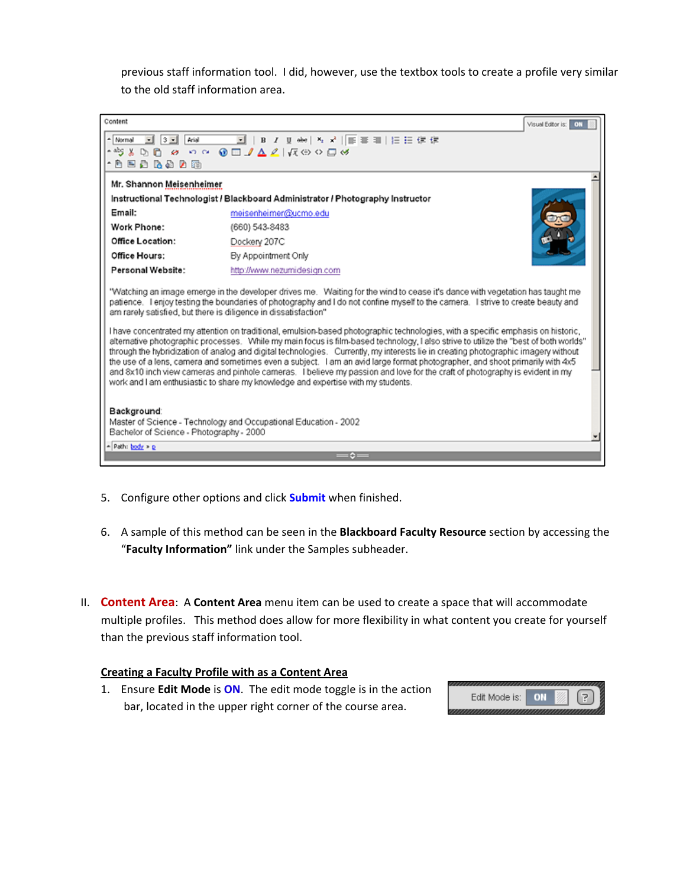previous staff information tool. I did, however, use the textbox tools to create a profile very similar to the old staff information area.

5. Configure other options and click **Submit** when finished.

6. A sample of this method can be seen in the **Blackboard Faculty Resource** section by accessing the "**Faculty Information"** link under the Samples subheader.

II. **Content Area**: A **Content Area** menu item can be used to create a space that will accommodate multiple profiles. This method does allow for more flexibility in what content you create for yourself than the previous staff information tool.

**Creating a Faculty Profile with as a Content Area**

1. Ensure **Edit Mode** is **ON**. The edit mode toggle is in the action bar, located in the upper right corner of the course area.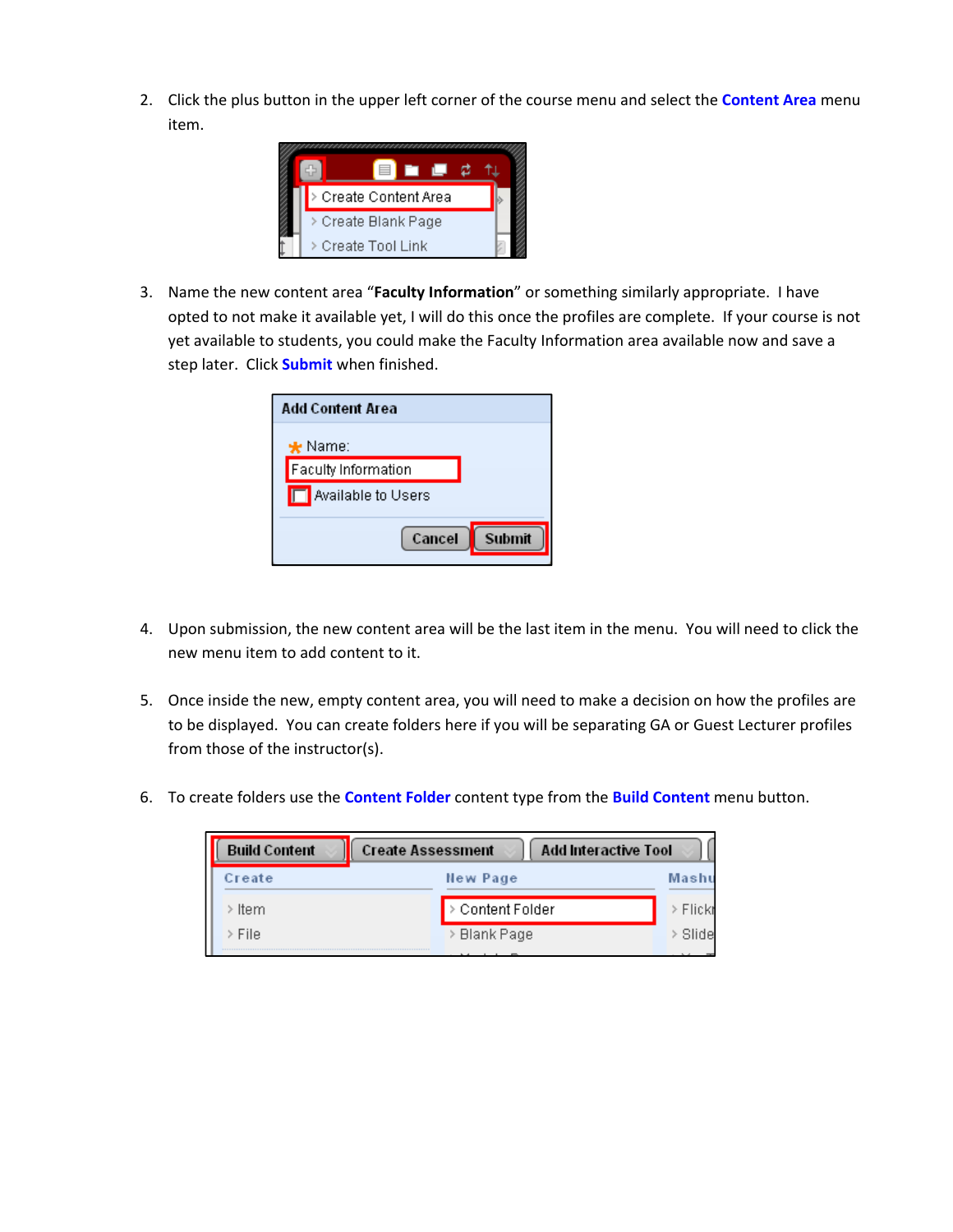2. Click the plus button in the upper left corner of the course menu and select the **Content Area** menu item.

3. Name the new content area "**Faculty Information**" or something similarly appropriate. I have opted to not make it available yet, I will do this once the profiles are complete. If your course is not yet available to students, you could make the Faculty Information area available now and save a step later. Click **Submit** when finished.

4. Upon submission, the new content area will be the last item in the menu. You will need to click the new menu item to add content to it.

5. Once inside the new, empty content area, you will need to make a decision on how the profiles are to be displayed. You can create folders here if you will be separating GA or Guest Lecturer profiles from those of the instructor(s).

6. To create folders use the **Content Folder** content type from the **Build Content** menu button.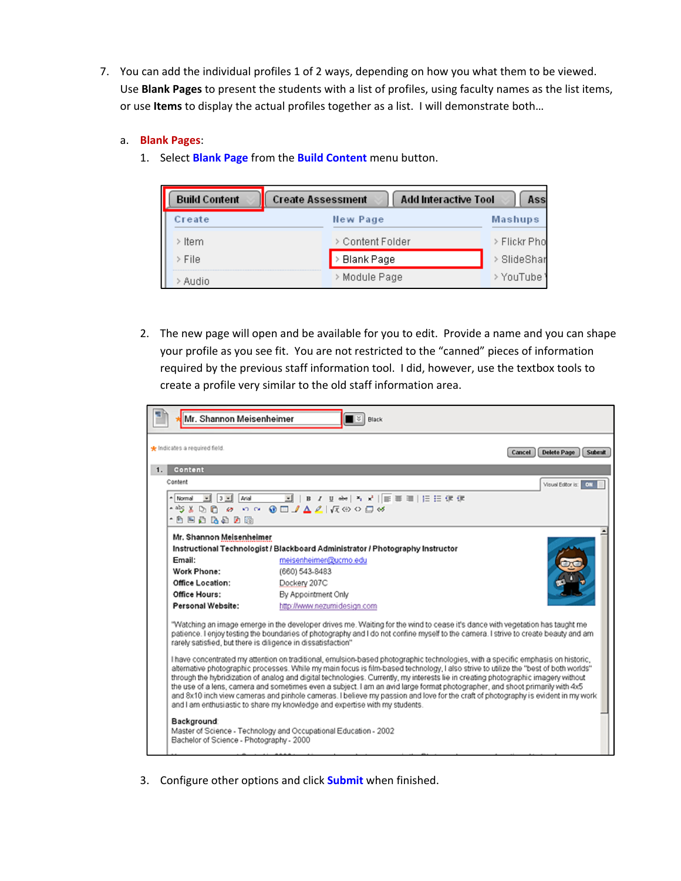7. You can add the individual profiles 1 of 2 ways, depending on how you what them to be viewed. Use **Blank Pages** to present the students with a list of profiles, using faculty names as the list items, or use **Items** to display the actual profiles together as a list. I will demonstrate both…

   a. **Blank Pages**:

      1. Select **Blank Page** from the **Build Content** menu button.

      2. The new page will open and be available for you to edit. Provide a name and you can shape your profile as you see fit. You are not restricted to the "canned" pieces of information required by the previous staff information tool. I did, however, use the textbox tools to create a profile very similar to the old staff information area.

      3. Configure other options and click **Submit** when finished.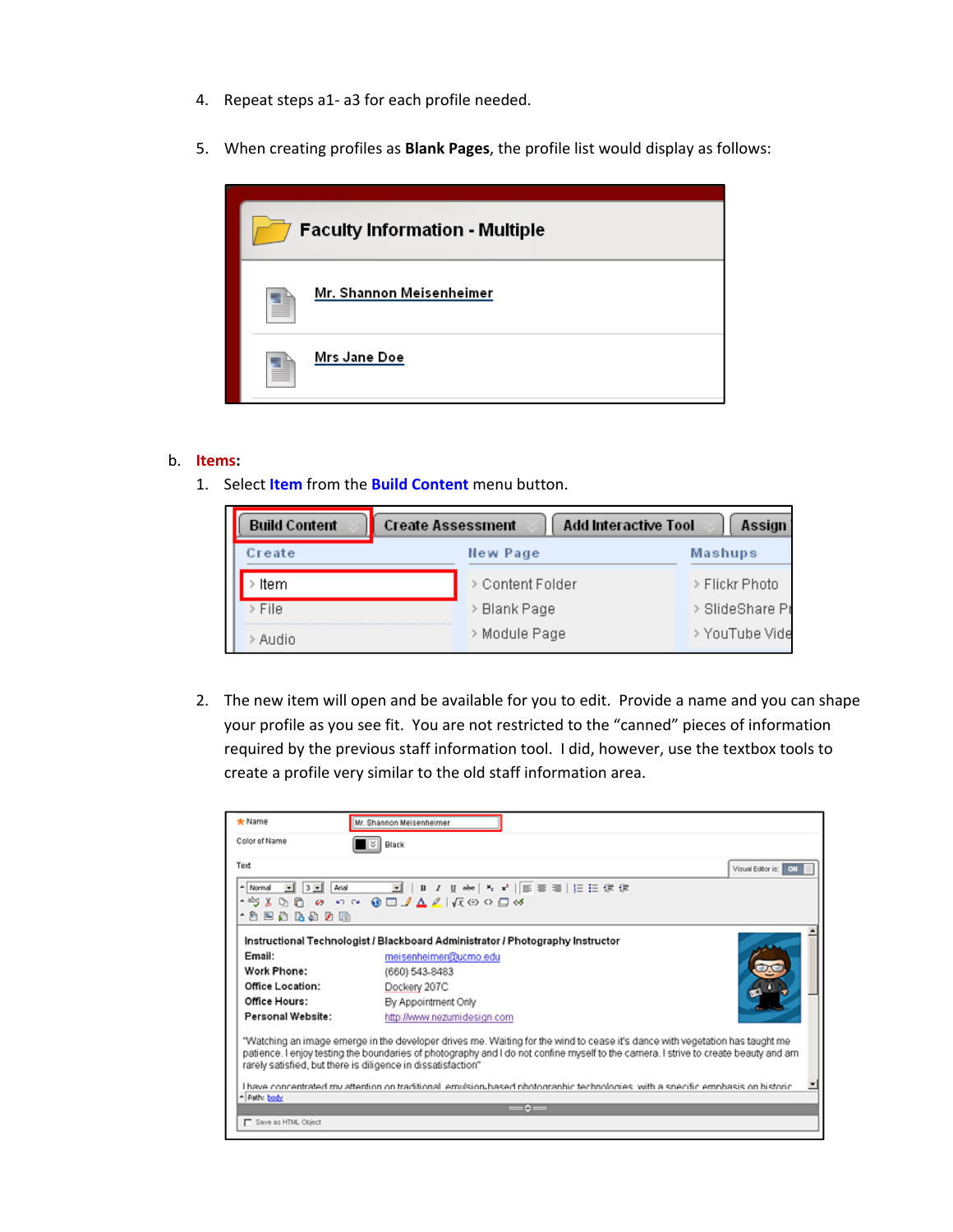4. Repeat steps a1- a3 for each profile needed.

5. When creating profiles as **Blank Pages**, the profile list would display as follows:

b. **Items**:

1. Select **Item** from the **Build Content** menu button.

2. The new item will open and be available for you to edit. Provide a name and you can shape your profile as you see fit. You are not restricted to the "canned" pieces of information required by the previous staff information tool. I did, however, use the textbox tools to create a profile very similar to the old staff information area.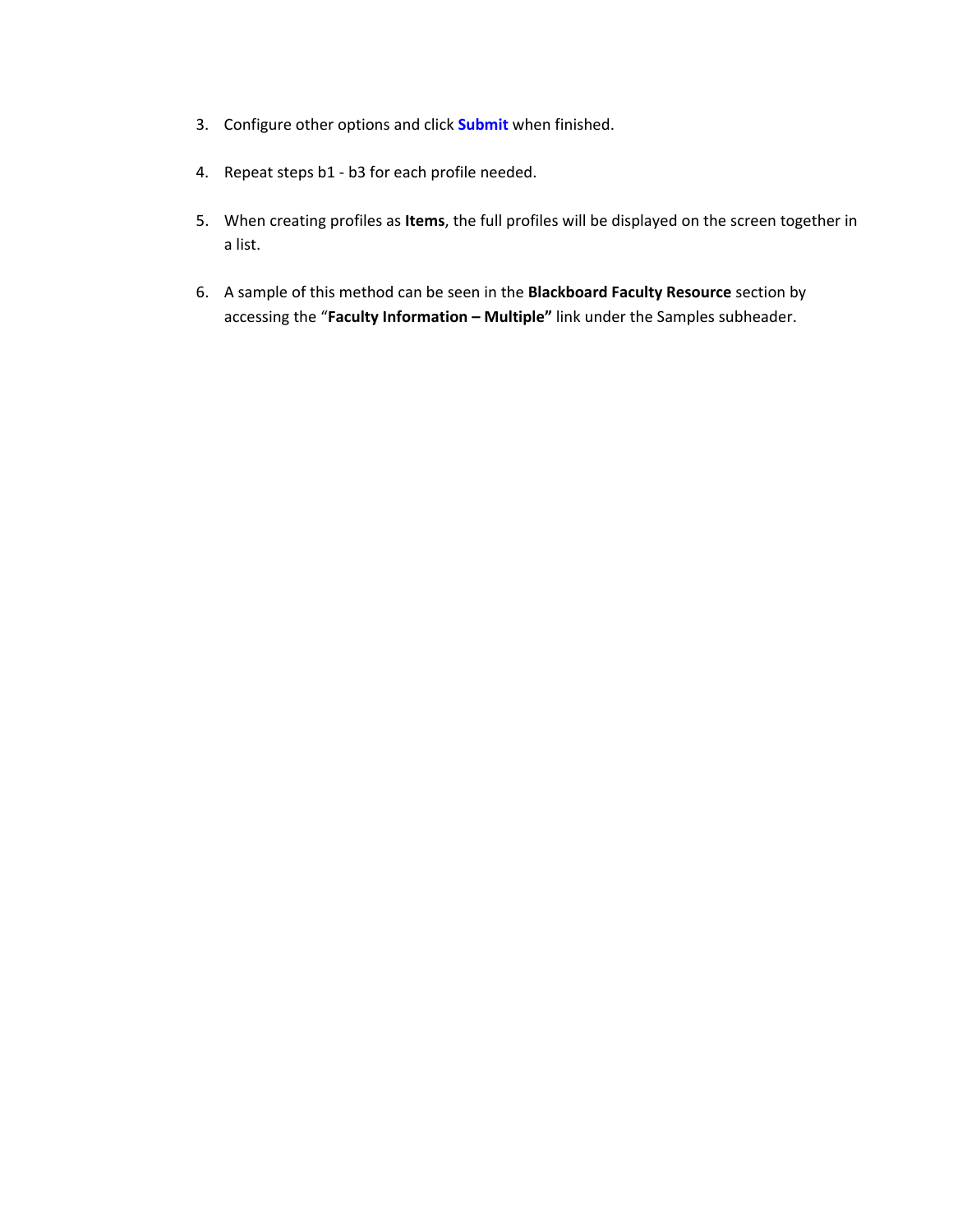3. Configure other options and click **Submit** when finished.

4. Repeat steps b1 - b3 for each profile needed.

5. When creating profiles as **Items**, the full profiles will be displayed on the screen together in a list.

6. A sample of this method can be seen in the **Blackboard Faculty Resource** section by accessing the "**Faculty Information – Multiple"** link under the Samples subheader.